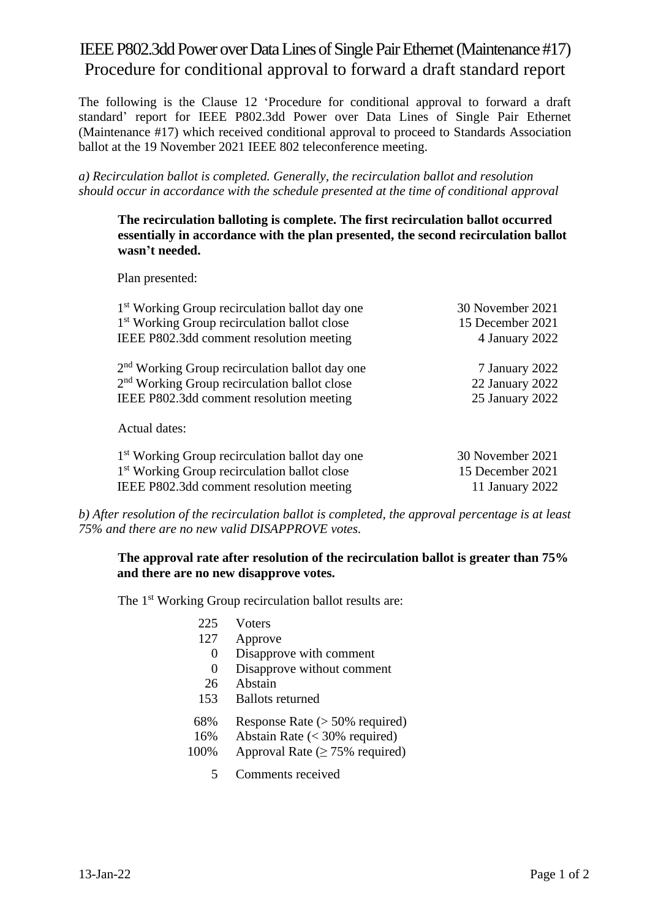# IEEE P802.3dd Power over Data Lines of Single Pair Ethernet (Maintenance #17)

## Procedure for conditional approval to forward a draft standard report

The following is the Clause 12 'Procedure for conditional approval to forward a draft standard' report for IEEE P802.3dd Power over Data Lines of Single Pair Ethernet (Maintenance #17) which received conditional approval to proceed to Standards Association ballot at the 19 November 2021 IEEE 802 teleconference meeting.

*a) Recirculation ballot is completed. Generally, the recirculation ballot and resolution should occur in accordance with the schedule presented at the time of conditional approval*

**The recirculation balloting is complete. The first recirculation ballot occurred essentially in accordance with the plan presented, the second recirculation ballot wasn't needed.**

Plan presented:

| | |
|---|---|
| 1st Working Group recirculation ballot day one | 30 November 2021 |
| 1st Working Group recirculation ballot close | 15 December 2021 |
| IEEE P802.3dd comment resolution meeting | 4 January 2022 |
| 2nd Working Group recirculation ballot day one | 7 January 2022 |
| 2nd Working Group recirculation ballot close | 22 January 2022 |
| IEEE P802.3dd comment resolution meeting | 25 January 2022 |

Actual dates:

| | |
|---|---|
| 1st Working Group recirculation ballot day one | 30 November 2021 |
| 1st Working Group recirculation ballot close | 15 December 2021 |
| IEEE P802.3dd comment resolution meeting | 11 January 2022 |

*b) After resolution of the recirculation ballot is completed, the approval percentage is at least 75% and there are no new valid DISAPPROVE votes.*

**The approval rate after resolution of the recirculation ballot is greater than 75% and there are no new disapprove votes.**

The 1st Working Group recirculation ballot results are:

| | |
|---|---|
| 225 | Voters |
| 127 | Approve |
| 0 | Disapprove with comment |
| 0 | Disapprove without comment |
| 26 | Abstain |
| 153 | Ballots returned |
| 68% | Response Rate (> 50% required) |
| 16% | Abstain Rate (< 30% required) |
| 100% | Approval Rate (≥ 75% required) |
| 5 | Comments received |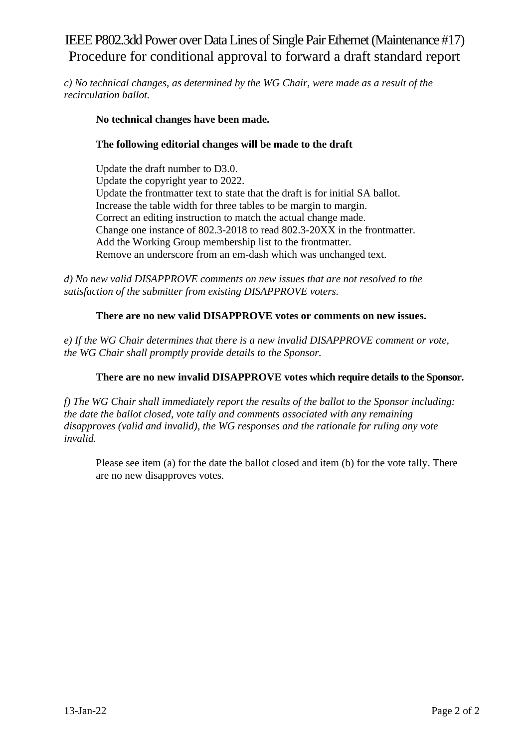# IEEE P802.3dd Power over Data Lines of Single Pair Ethernet (Maintenance #17)
## Procedure for conditional approval to forward a draft standard report

*c) No technical changes, as determined by the WG Chair, were made as a result of the recirculation ballot.*

**No technical changes have been made.**

**The following editorial changes will be made to the draft**

Update the draft number to D3.0.
Update the copyright year to 2022.
Update the frontmatter text to state that the draft is for initial SA ballot.
Increase the table width for three tables to be margin to margin.
Correct an editing instruction to match the actual change made.
Change one instance of 802.3-2018 to read 802.3-20XX in the frontmatter.
Add the Working Group membership list to the frontmatter.
Remove an underscore from an em-dash which was unchanged text.

*d) No new valid DISAPPROVE comments on new issues that are not resolved to the satisfaction of the submitter from existing DISAPPROVE voters.*

**There are no new valid DISAPPROVE votes or comments on new issues.**

*e) If the WG Chair determines that there is a new invalid DISAPPROVE comment or vote, the WG Chair shall promptly provide details to the Sponsor.*

**There are no new invalid DISAPPROVE votes which require details to the Sponsor.**

*f) The WG Chair shall immediately report the results of the ballot to the Sponsor including: the date the ballot closed, vote tally and comments associated with any remaining disapproves (valid and invalid), the WG responses and the rationale for ruling any vote invalid.*

Please see item (a) for the date the ballot closed and item (b) for the vote tally. There are no new disapproves votes.